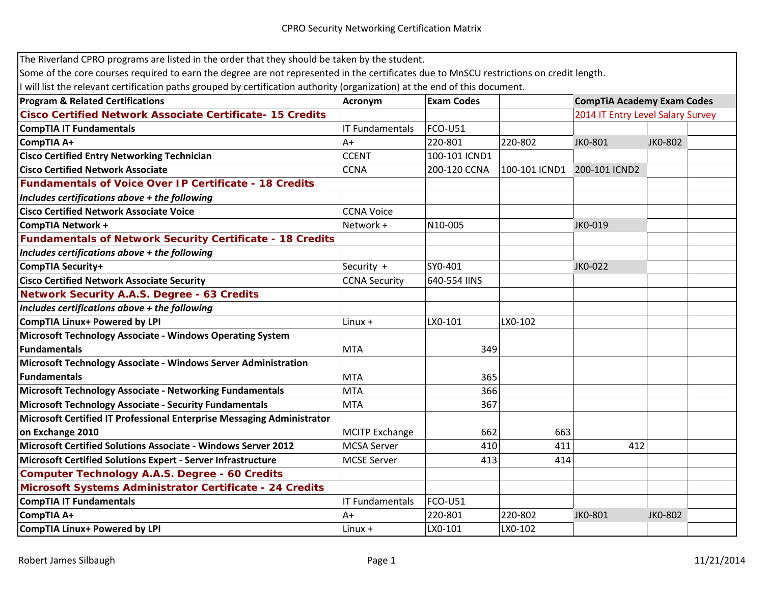# CPRO Security Networking Certification Matrix

The Riverland CPRO programs are listed in the order that they should be taken by the student.
Some of the core courses required to earn the degree are not represented in the certificates due to MnSCU restrictions on credit length.
I will list the relevant certification paths grouped by certification authority (organization) at the end of this document.

| Program & Related Certifications | Acronym | Exam Codes | | CompTiA Academy Exam Codes | | |
|---|---|---|---|---|---|---|
| **Cisco Certified Network Associate Certificate- 15 Credits** | | | | 2014 IT Entry Level Salary Survey | | |
| **CompTIA IT Fundamentals** | IT Fundamentals | FCO-U51 | | | | |
| **CompTIA A+** | A+ | 220-801 | 220-802 | JK0-801 | JK0-802 | |
| **Cisco Certified Entry Networking Technician** | CCENT | 100-101 ICND1 | | | | |
| **Cisco Certified Network Associate** | CCNA | 200-120 CCNA | 100-101 ICND1 | 200-101 ICND2 | | |
| **Fundamentals of Voice Over IP Certificate - 18 Credits** | | | | | | |
| ***Includes certifications above + the following*** | | | | | | |
| **Cisco Certified Network Associate Voice** | CCNA Voice | | | | | |
| **CompTIA Network +** | Network + | N10-005 | | JK0-019 | | |
| **Fundamentals of Network Security Certificate - 18 Credits** | | | | | | |
| ***Includes certifications above + the following*** | | | | | | |
| **CompTIA Security+** | Security + | SY0-401 | | JK0-022 | | |
| **Cisco Certified Network Associate Security** | CCNA Security | 640-554 IINS | | | | |
| **Network Security A.A.S. Degree - 63 Credits** | | | | | | |
| ***Includes certifications above + the following*** | | | | | | |
| **CompTIA Linux+ Powered by LPI** | Linux + | LX0-101 | LX0-102 | | | |
| **Microsoft Technology Associate - Windows Operating System Fundamentals** | MTA | 349 | | | | |
| **Microsoft Technology Associate - Windows Server Administration Fundamentals** | MTA | 365 | | | | |
| **Microsoft Technology Associate - Networking Fundamentals** | MTA | 366 | | | | |
| **Microsoft Technology Associate - Security Fundamentals** | MTA | 367 | | | | |
| **Microsoft Certified IT Professional Enterprise Messaging Administrator on Exchange 2010** | MCITP Exchange | 662 | 663 | | | |
| **Microsoft Certified Solutions Associate - Windows Server 2012** | MCSA Server | 410 | 411 | 412 | | |
| **Microsoft Certified Solutions Expert - Server Infrastructure** | MCSE Server | 413 | 414 | | | |
| **Computer Technology A.A.S. Degree - 60 Credits** | | | | | | |
| **Microsoft Systems Administrator Certificate - 24 Credits** | | | | | | |
| **CompTIA IT Fundamentals** | IT Fundamentals | FCO-U51 | | | | |
| **CompTIA A+** | A+ | 220-801 | 220-802 | JK0-801 | JK0-802 | |
| **CompTIA Linux+ Powered by LPI** | Linux + | LX0-101 | LX0-102 | | | |

Robert James Silbaugh 11/21/2014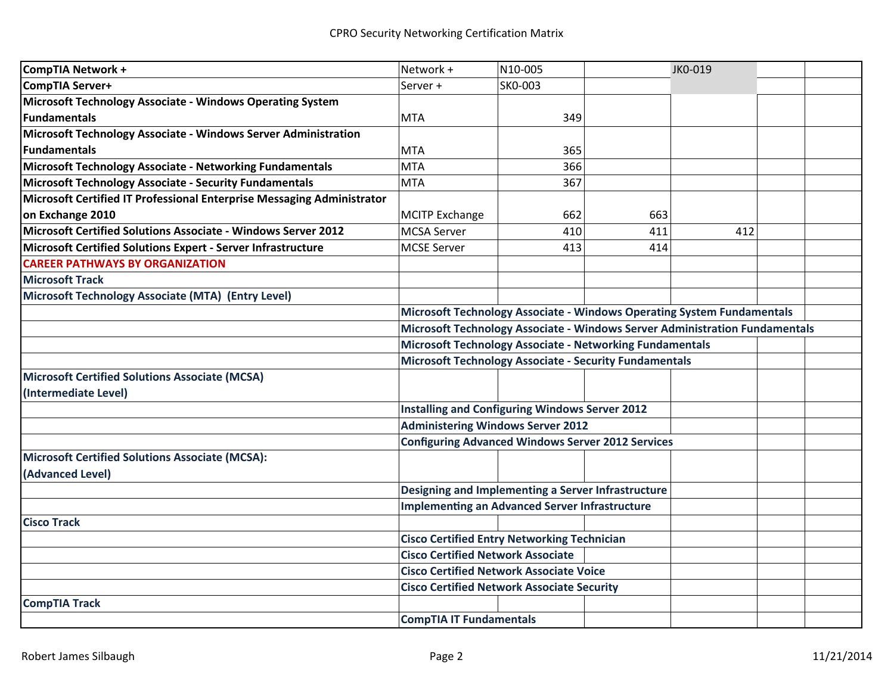| | | | | | | |
|---|---|---|---|---|---|---|
| **CompTIA Network +** | Network + | N10-005 | | JK0-019 | | |
| **CompTIA Server+** | Server + | SK0-003 | | | | |
| **Microsoft Technology Associate - Windows Operating System Fundamentals** | MTA | 349 | | | | |
| **Microsoft Technology Associate - Windows Server Administration Fundamentals** | MTA | 365 | | | | |
| **Microsoft Technology Associate - Networking Fundamentals** | MTA | 366 | | | | |
| **Microsoft Technology Associate - Security Fundamentals** | MTA | 367 | | | | |
| **Microsoft Certified IT Professional Enterprise Messaging Administrator on Exchange 2010** | MCITP Exchange | 662 | 663 | | | |
| **Microsoft Certified Solutions Associate - Windows Server 2012** | MCSA Server | 410 | 411 | 412 | | |
| **Microsoft Certified Solutions Expert - Server Infrastructure** | MCSE Server | 413 | 414 | | | |
| **CAREER PATHWAYS BY ORGANIZATION** | | | | | | |
| **Microsoft Track** | | | | | | |
| **Microsoft Technology Associate (MTA) (Entry Level)** | | | | | | |
| | **Microsoft Technology Associate - Windows Operating System Fundamentals** | | | | | |
| | **Microsoft Technology Associate - Windows Server Administration Fundamentals** | | | | | |
| | **Microsoft Technology Associate - Networking Fundamentals** | | | | | |
| | **Microsoft Technology Associate - Security Fundamentals** | | | | | |
| **Microsoft Certified Solutions Associate (MCSA) (Intermediate Level)** | | | | | | |
| | **Installing and Configuring Windows Server 2012** | | | | | |
| | **Administering Windows Server 2012** | | | | | |
| | **Configuring Advanced Windows Server 2012 Services** | | | | | |
| **Microsoft Certified Solutions Associate (MCSA): (Advanced Level)** | | | | | | |
| | **Designing and Implementing a Server Infrastructure** | | | | | |
| | **Implementing an Advanced Server Infrastructure** | | | | | |
| **Cisco Track** | | | | | | |
| | **Cisco Certified Entry Networking Technician** | | | | | |
| | **Cisco Certified Network Associate** | | | | | |
| | **Cisco Certified Network Associate Voice** | | | | | |
| | **Cisco Certified Network Associate Security** | | | | | |
| **CompTIA Track** | | | | | | |
| | **CompTIA IT Fundamentals** | | | | | |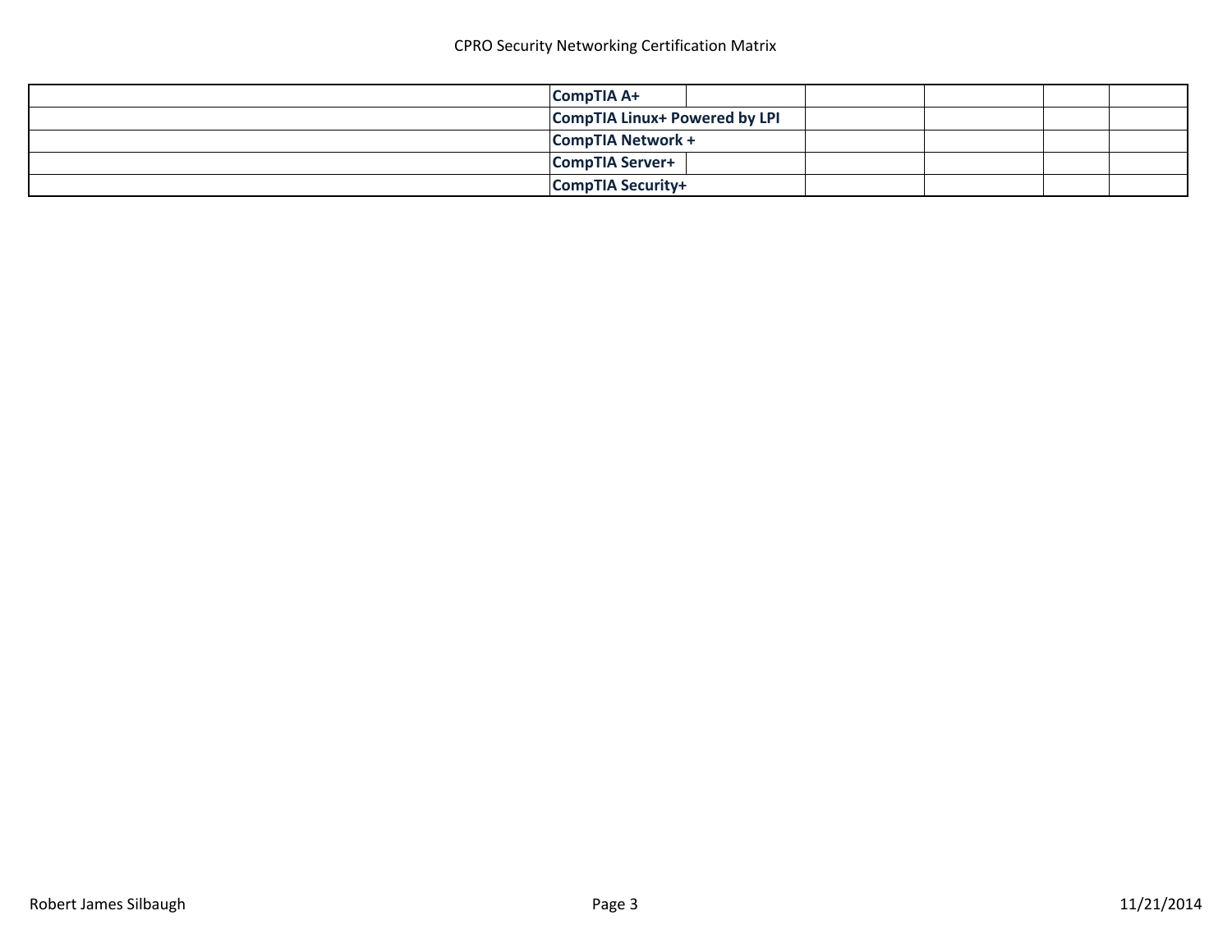| | | | | | |
|---|---|---|---|---|---|
| | **CompTIA A+** | | | | |
| | **CompTIA Linux+ Powered by LPI** | | | | |
| | **CompTIA Network +** | | | | |
| | **CompTIA Server+** | | | | |
| | **CompTIA Security+** | | | | |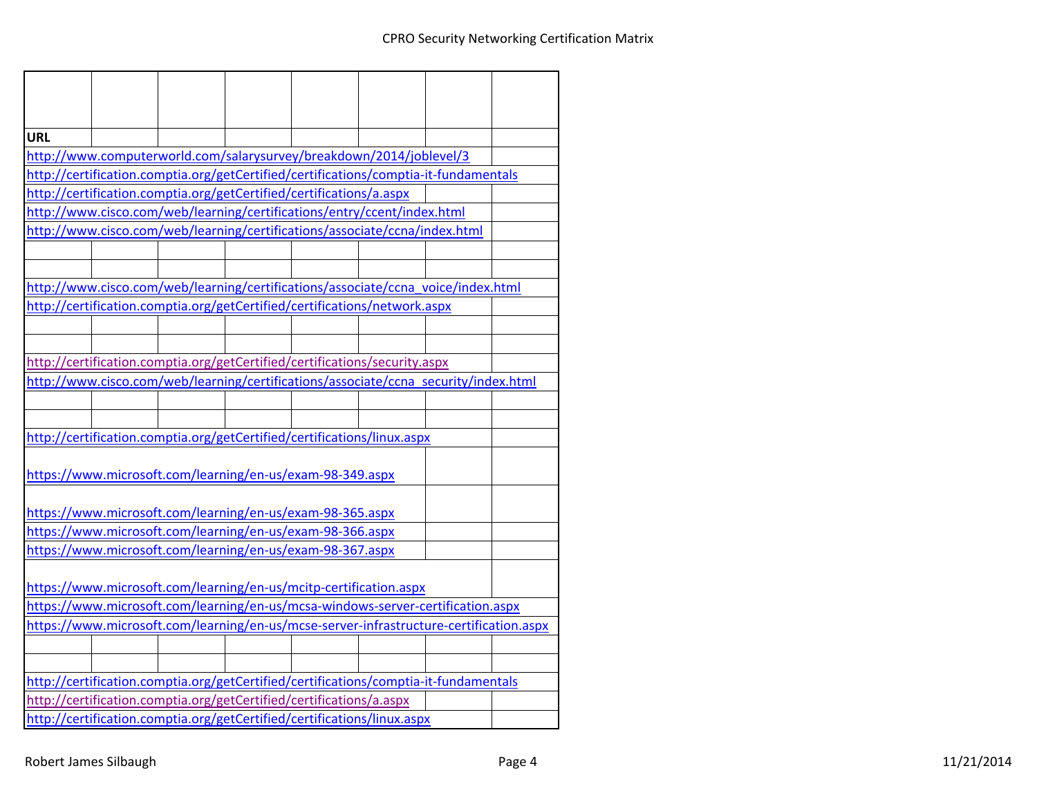| URL |
|---|
| http://www.computerworld.com/salarysurvey/breakdown/2014/joblevel/3 |
| http://certification.comptia.org/getCertified/certifications/comptia-it-fundamentals |
| http://certification.comptia.org/getCertified/certifications/a.aspx |
| http://www.cisco.com/web/learning/certifications/entry/ccent/index.html |
| http://www.cisco.com/web/learning/certifications/associate/ccna/index.html |
| |
| |
| http://www.cisco.com/web/learning/certifications/associate/ccna_voice/index.html |
| http://certification.comptia.org/getCertified/certifications/network.aspx |
| |
| |
| http://certification.comptia.org/getCertified/certifications/security.aspx |
| http://www.cisco.com/web/learning/certifications/associate/ccna_security/index.html |
| |
| |
| http://certification.comptia.org/getCertified/certifications/linux.aspx |
| https://www.microsoft.com/learning/en-us/exam-98-349.aspx |
| https://www.microsoft.com/learning/en-us/exam-98-365.aspx |
| https://www.microsoft.com/learning/en-us/exam-98-366.aspx |
| https://www.microsoft.com/learning/en-us/exam-98-367.aspx |
| https://www.microsoft.com/learning/en-us/mcitp-certification.aspx |
| https://www.microsoft.com/learning/en-us/mcsa-windows-server-certification.aspx |
| https://www.microsoft.com/learning/en-us/mcse-server-infrastructure-certification.aspx |
| |
| |
| http://certification.comptia.org/getCertified/certifications/comptia-it-fundamentals |
| http://certification.comptia.org/getCertified/certifications/a.aspx |
| http://certification.comptia.org/getCertified/certifications/linux.aspx |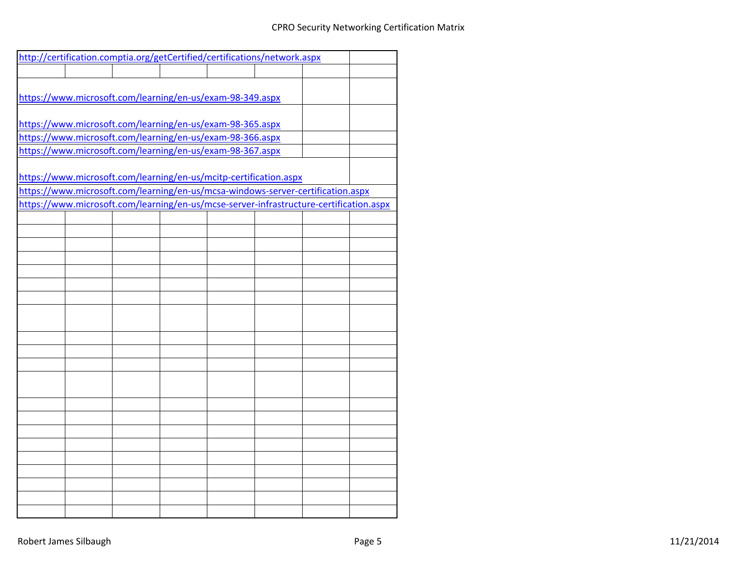| | | | | | | | |
|---|---|---|---|---|---|---|---|
| http://certification.comptia.org/getCertified/certifications/network.aspx | | | | | | | |
| | | | | | | | |
| https://www.microsoft.com/learning/en-us/exam-98-349.aspx | | | | | | | |
| https://www.microsoft.com/learning/en-us/exam-98-365.aspx | | | | | | | |
| https://www.microsoft.com/learning/en-us/exam-98-366.aspx | | | | | | | |
| https://www.microsoft.com/learning/en-us/exam-98-367.aspx | | | | | | | |
| https://www.microsoft.com/learning/en-us/mcitp-certification.aspx | | | | | | | |
| https://www.microsoft.com/learning/en-us/mcsa-windows-server-certification.aspx | | | | | | | |
| https://www.microsoft.com/learning/en-us/mcse-server-infrastructure-certification.aspx | | | | | | | |
| | | | | | | | |
| | | | | | | | |
| | | | | | | | |
| | | | | | | | |
| | | | | | | | |
| | | | | | | | |
| | | | | | | | |
| | | | | | | | |
| | | | | | | | |
| | | | | | | | |
| | | | | | | | |
| | | | | | | | |
| | | | | | | | |
| | | | | | | | |
| | | | | | | | |
| | | | | | | | |
| | | | | | | | |
| | | | | | | | |
| | | | | | | | |
| | | | | | | | |